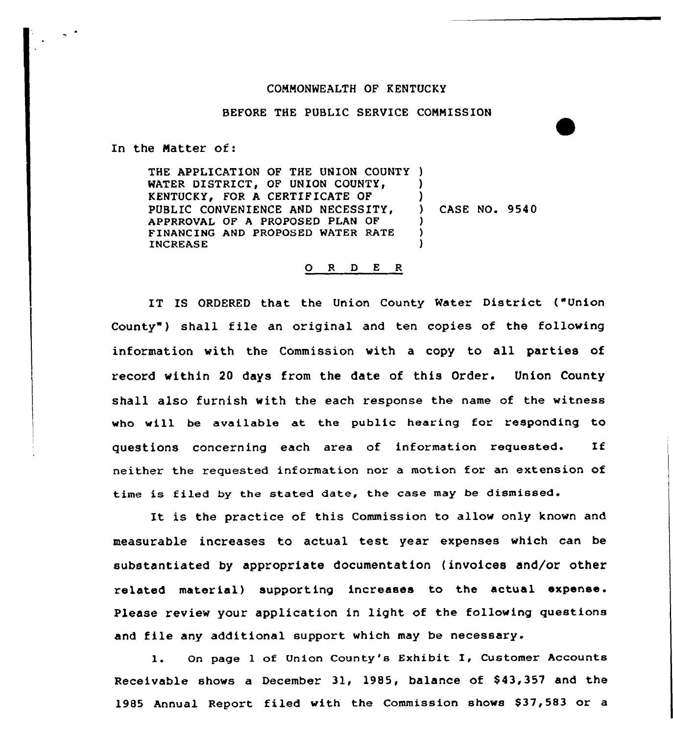COMMONWEALTH OF KENTUCKY

BEFORE THE PUBLIC SERVICE COMMISSION

In the Matter of:

| | | |
|---|---|---|
| THE APPLICATION OF THE UNION COUNTY WATER DISTRICT, OF UNION COUNTY, KENTUCKY, FOR A CERTIFICATE OF PUBLIC CONVENIENCE AND NECESSITY, APPRROVAL OF A PROPOSED PLAN OF FINANCING AND PROPOSED WATER RATE INCREASE | ) | CASE NO. 9540 |

## O R D E R

IT IS ORDERED that the Union County Water District ("Union County") shall file an original and ten copies of the following information with the Commission with a copy to all parties of record within 20 days from the date of this Order. Union County shall also furnish with the each response the name of the witness who will be available at the public hearing for responding to questions concerning each area of information requested. If neither the requested information nor a motion for an extension of time is filed by the stated date, the case may be dismissed.

It is the practice of this Commission to allow only known and measurable increases to actual test year expenses which can be substantiated by appropriate documentation (invoices and/or other related material) supporting increases to the actual expense. Please review your application in light of the following questions and file any additional support which may be necessary.

1. On page 1 of Union County's Exhibit I, Customer Accounts Receivable shows a December 31, 1985, balance of $43,357 and the 1985 Annual Report filed with the Commission shows $37,583 or a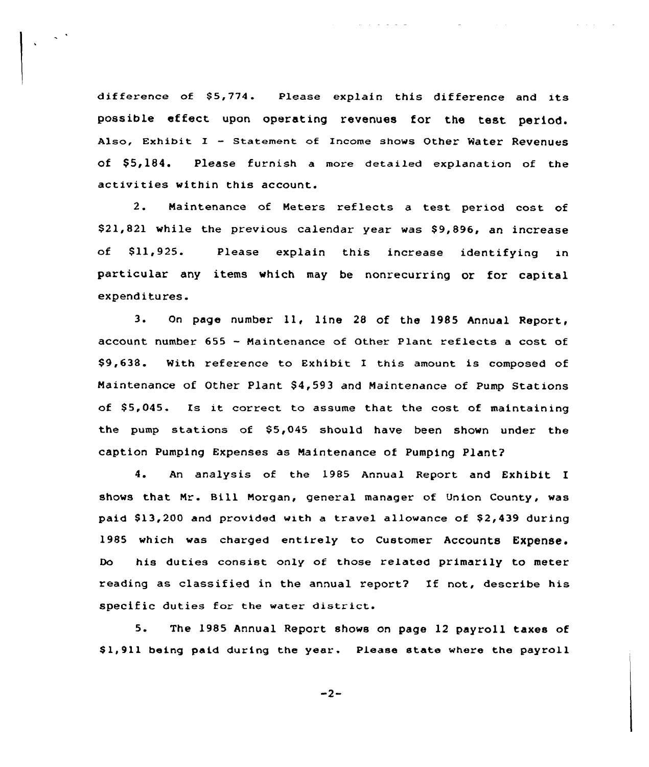difference of $5,774. Please explain this difference and its possible effect upon operating revenues for the test period. Also, Exhibit I - Statement of Income shows Other Water Revenues of $5,184. Please furnish a more detailed explanation of the activities within this account.

2. Maintenance of Meters reflects a test period cost of $21,821 while the previous calendar year was $9,896, an increase of $11,925. Please explain this increase identifying in particular any items which may be nonrecurring or for capital expenditures.

3. On page number 11, line 28 of the 1985 Annual Report, account number 655 - Maintenance of Other Plant reflects a cost of $9,638. With reference to Exhibit I this amount is composed of Maintenance of Other Plant $4,593 and Maintenance of Pump Stations of $5,045. Is it correct to assume that the cost of maintaining the pump stations of $5,045 should have been shown under the caption Pumping Expenses as Maintenance of Pumping Plant?

4. An analysis of the 1985 Annual Report and Exhibit I shows that Mr. Bill Morgan, general manager of Union County, was paid $13,200 and provided with a travel allowance of $2,439 during 1985 which was charged entirely to Customer Accounts Expense. Do his duties consist only of those related primarily to meter reading as classified in the annual report? If not, describe his specific duties for the water district.

5. The 1985 Annual Report shows on page 12 payroll taxes of $1,911 being paid during the year. Please state where the payroll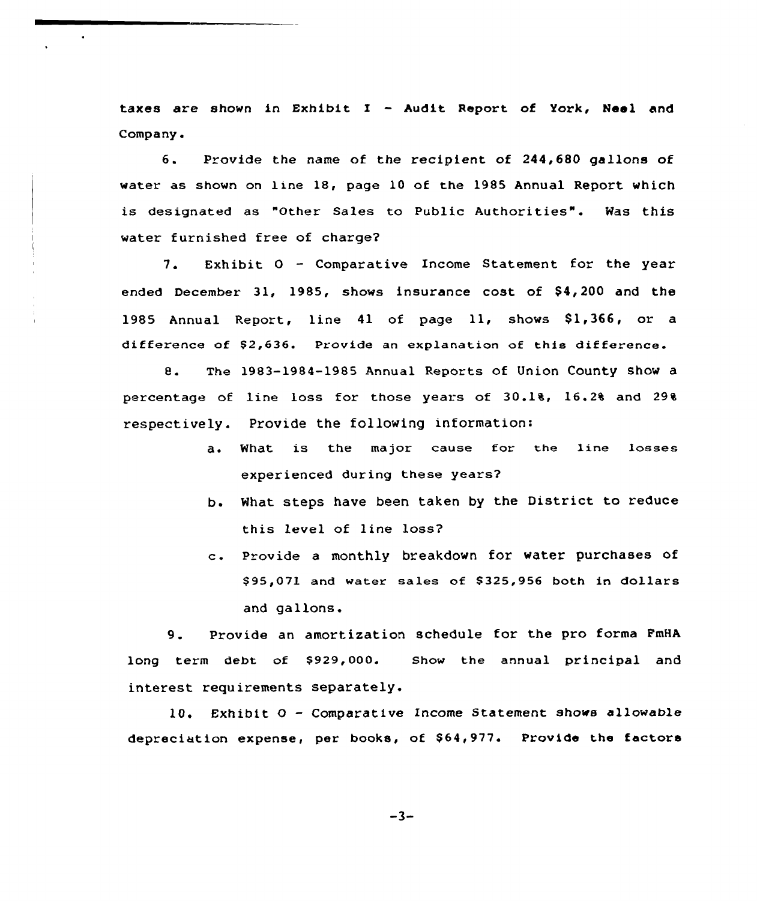taxes are shown in Exhibit I - Audit Report of York, Neel and Company.

6. Provide the name of the recipient of 244,680 gallons of water as shown on line 18, page 10 of the 1985 Annual Report which is designated as "Other Sales to Public Authorities". Was this water furnished free of charge?

7. Exhibit O - Comparative Income Statement for the year ended December 31, 1985, shows insurance cost of $4,200 and the 1985 Annual Report, line 41 of page 11, shows $1,366, or a difference of $2,636. Provide an explanation of this difference.

8. The 1983-1984-1985 Annual Reports of Union County show a percentage of line loss for those years of 30.1%, 16.2% and 29% respectively. Provide the following information:

   a. What is the major cause for the line losses experienced during these years?

   b. What steps have been taken by the District to reduce this level of line loss?

   c. Provide a monthly breakdown for water purchases of $95,071 and water sales of $325,956 both in dollars and gallons.

9. Provide an amortization schedule for the pro forma FmHA long term debt of $929,000. Show the annual principal and interest requirements separately.

10. Exhibit O - Comparative Income Statement shows allowable depreciation expense, per books, of $64,977. Provide the factors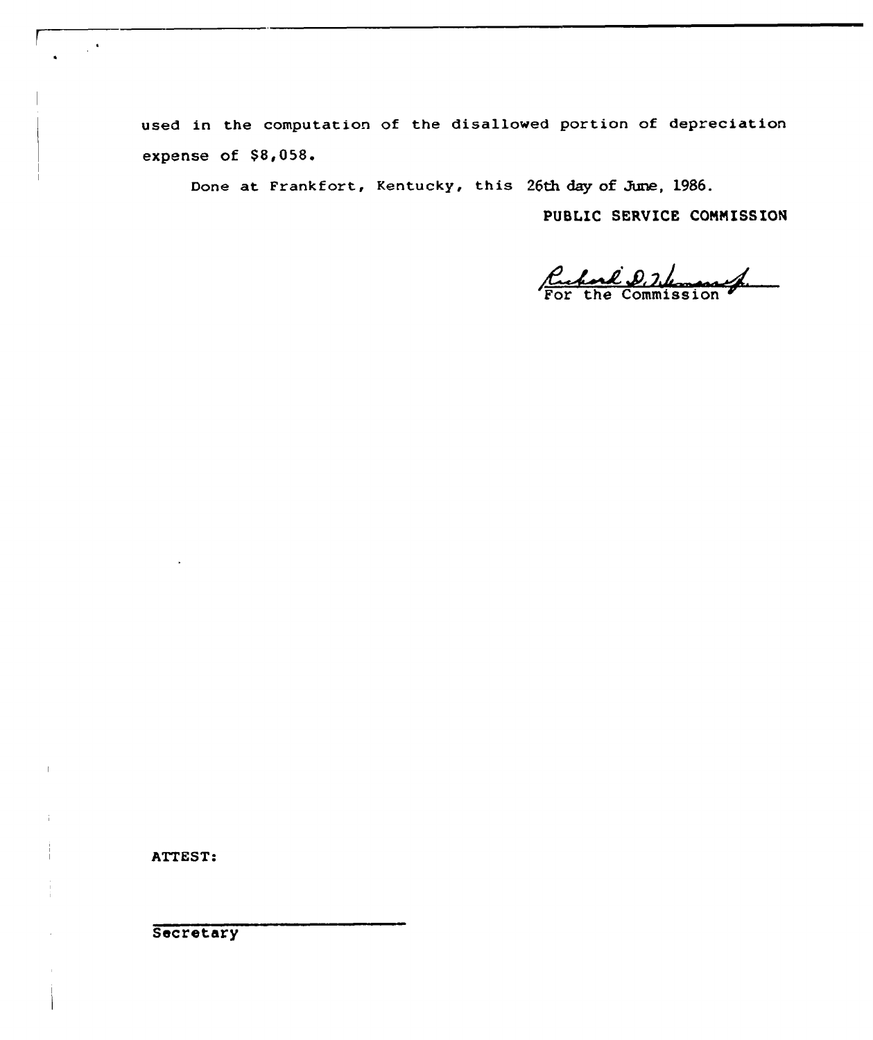used in the computation of the disallowed portion of depreciation expense of $8,058.

Done at Frankfort, Kentucky, this 26th day of June, 1986.

PUBLIC SERVICE COMMISSION

For the Commission

ATTEST:

Secretary